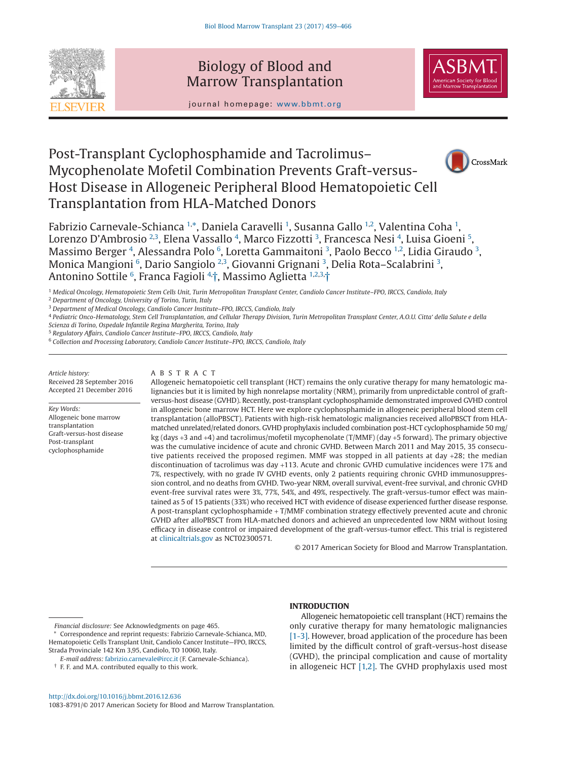# Post-Transplant Cyclophosphamide and Tacrolimus–Mycophenolate Mofetil Combination Prevents Graft-versus-Host Disease in Allogeneic Peripheral Blood Hematopoietic Cell Transplantation from HLA-Matched Donors

Fabrizio Carnevale-Schianca [1,*], Daniela Caravelli [1], Susanna Gallo [1,2], Valentina Coha [1], Lorenzo D'Ambrosio [2,3], Elena Vassallo [4], Marco Fizzotti [3], Francesca Nesi [4], Luisa Gioeni [5], Massimo Berger [4], Alessandra Polo [6], Loretta Gammaitoni [3], Paolo Becco [1,2], Lidia Giraudo [3], Monica Mangioni [6], Dario Sangiolo [2,3], Giovanni Grignani [3], Delia Rota–Scalabrini [3], Antonino Sottile [6], Franca Fagioli [4,†], Massimo Aglietta [1,2,3,†]

[1] *Medical Oncology, Hematopoietic Stem Cells Unit, Turin Metropolitan Transplant Center, Candiolo Cancer Institute–FPO, IRCCS, Candiolo, Italy*
[2] *Department of Oncology, University of Torino, Turin, Italy*
[3] *Department of Medical Oncology, Candiolo Cancer Institute–FPO, IRCCS, Candiolo, Italy*
[4] *Pediatric Onco-Hematology, Stem Cell Transplantation, and Cellular Therapy Division, Turin Metropolitan Transplant Center, A.O.U. Citta' della Salute e della Scienza di Torino, Ospedale Infantile Regina Margherita, Torino, Italy*
[5] *Regulatory Affairs, Candiolo Cancer Institute–FPO, IRCCS, Candiolo, Italy*
[6] *Collection and Processing Laboratory, Candiolo Cancer Institute–FPO, IRCCS, Candiolo, Italy*

*Article history:*
Received 28 September 2016
Accepted 21 December 2016

*Key Words:*
Allogeneic bone marrow transplantation
Graft-versus-host disease
Post-transplant cyclophosphamide

## ABSTRACT

Allogeneic hematopoietic cell transplant (HCT) remains the only curative therapy for many hematologic malignancies but it is limited by high nonrelapse mortality (NRM), primarily from unpredictable control of graft-versus-host disease (GVHD). Recently, post-transplant cyclophosphamide demonstrated improved GVHD control in allogeneic bone marrow HCT. Here we explore cyclophosphamide in allogeneic peripheral blood stem cell transplantation (alloPBSCT). Patients with high-risk hematologic malignancies received alloPBSCT from HLA-matched unrelated/related donors. GVHD prophylaxis included combination post-HCT cyclophosphamide 50 mg/kg (days +3 and +4) and tacrolimus/mofetil mycophenolate (T/MMF) (day +5 forward). The primary objective was the cumulative incidence of acute and chronic GVHD. Between March 2011 and May 2015, 35 consecutive patients received the proposed regimen. MMF was stopped in all patients at day +28; the median discontinuation of tacrolimus was day +113. Acute and chronic GVHD cumulative incidences were 17% and 7%, respectively, with no grade IV GVHD events, only 2 patients requiring chronic GVHD immunosuppression control, and no deaths from GVHD. Two-year NRM, overall survival, event-free survival, and chronic GVHD event-free survival rates were 3%, 77%, 54%, and 49%, respectively. The graft-versus-tumor effect was maintained as 5 of 15 patients (33%) who received HCT with evidence of disease experienced further disease response. A post-transplant cyclophosphamide + T/MMF combination strategy effectively prevented acute and chronic GVHD after alloPBSCT from HLA-matched donors and achieved an unprecedented low NRM without losing efficacy in disease control or impaired development of the graft-versus-tumor effect. This trial is registered at clinicaltrials.gov as NCT02300571.

© 2017 American Society for Blood and Marrow Transplantation.

## INTRODUCTION

Allogeneic hematopoietic cell transplant (HCT) remains the only curative therapy for many hematologic malignancies [1-3]. However, broad application of the procedure has been limited by the difficult control of graft-versus-host disease (GVHD), the principal complication and cause of mortality in allogeneic HCT [1,2]. The GVHD prophylaxis used most

---

*Financial disclosure:* See Acknowledgments on page 465.

* Correspondence and reprint requests: Fabrizio Carnevale-Schianca, MD, Hematopoietic Cells Transplant Unit, Candiolo Cancer Institute—FPO, IRCCS, Strada Provinciale 142 Km 3,95, Candiolo, TO 10060, Italy.

*E-mail address:* fabrizio.carnevale@ircc.it (F. Carnevale-Schianca).

† F. F. and M.A. contributed equally to this work.

http://dx.doi.org/10.1016/j.bbmt.2016.12.636
1083-8791/© 2017 American Society for Blood and Marrow Transplantation.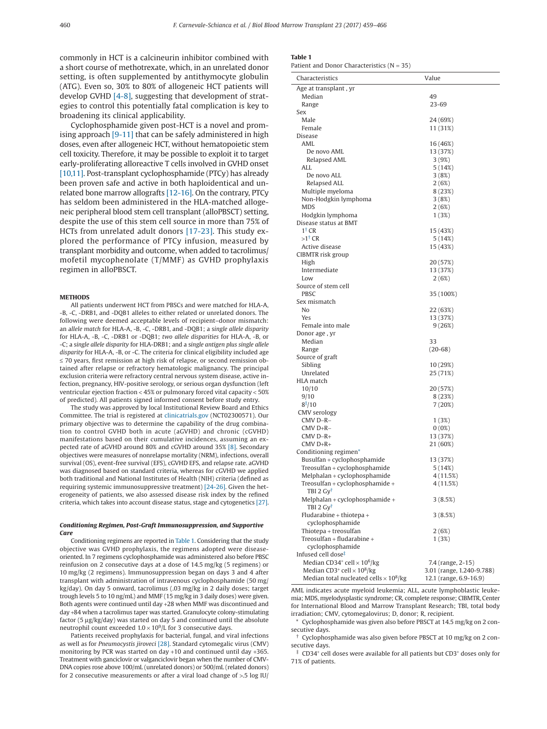commonly in HCT is a calcineurin inhibitor combined with a short course of methotrexate, which, in an unrelated donor setting, is often supplemented by antithymocyte globulin (ATG). Even so, 30% to 80% of allogeneic HCT patients will develop GVHD [4-8], suggesting that development of strategies to control this potentially fatal complication is key to broadening its clinical applicability.

Cyclophosphamide given post-HCT is a novel and promising approach [9-11] that can be safely administered in high doses, even after allogeneic HCT, without hematopoietic stem cell toxicity. Therefore, it may be possible to exploit it to target early-proliferating alloreactive T cells involved in GVHD onset [10,11]. Post-transplant cyclophosphamide (PTCy) has already been proven safe and active in both haploidentical and unrelated bone marrow allografts [12-16]. On the contrary, PTCy has seldom been administered in the HLA-matched allogeneic peripheral blood stem cell transplant (alloPBSCT) setting, despite the use of this stem cell source in more than 75% of HCTs from unrelated adult donors [17-23]. This study explored the performance of PTCy infusion, measured by transplant morbidity and outcome, when added to tacrolimus/mofetil mycophenolate (T/MMF) as GVHD prophylaxis regimen in alloPBSCT.

## METHODS

All patients underwent HCT from PBSCs and were matched for HLA-A, -B, -C, -DRB1, and -DQB1 alleles to either related or unrelated donors. The following were deemed acceptable levels of recipient–donor mismatch: an *allele match* for HLA-A, -B, -C, -DRB1, and -DQB1; a *single allele disparity* for HLA-A, -B, -C, -DRB1 or -DQB1; *two allele disparities* for HLA-A, -B, or -C; a *single allele disparity* for HLA-DRB1; and a *single antigen plus single allele disparity* for HLA-A, -B, or -C. The criteria for clinical eligibility included age ≤ 70 years, first remission at high risk of relapse, or second remission obtained after relapse or refractory hematologic malignancy. The principal exclusion criteria were refractory central nervous system disease, active infection, pregnancy, HIV-positive serology, or serious organ dysfunction (left ventricular ejection fraction < 45% or pulmonary forced vital capacity < 50% of predicted). All patients signed informed consent before study entry.

The study was approved by local Institutional Review Board and Ethics Committee. The trial is registered at clinicatrials.gov (NCT02300571). Our primary objective was to determine the capability of the drug combination to control GVHD both in acute (aGVHD) and chronic (cGVHD) manifestations based on their cumulative incidences, assuming an expected rate of aGVHD around 80% and cGVHD around 35% [8]. Secondary objectives were measures of nonrelapse mortality (NRM), infections, overall survival (OS), event-free survival (EFS), cGVHD EFS, and relapse rate. aGVHD was diagnosed based on standard criteria, whereas for cGVHD we applied both traditional and National Institutes of Health (NIH) criteria (defined as requiring systemic immunosuppressive treatment) [24-26]. Given the heterogeneity of patients, we also assessed disease risk index by the refined criteria, which takes into account disease status, stage and cytogenetics [27].

### *Conditioning Regimen, Post-Graft Immunosuppression, and Supportive Care*

Conditioning regimens are reported in Table 1. Considering that the study objective was GVHD prophylaxis, the regimens adopted were disease-oriented. In 7 regimens cyclophosphamide was administered also before PBSC reinfusion on 2 consecutive days at a dose of 14.5 mg/kg (5 regimens) or 10 mg/kg (2 regimens). Immunosuppression began on days 3 and 4 after transplant with administration of intravenous cyclophosphamide (50 mg/kg/day). On day 5 onward, tacrolimus (.03 mg/kg in 2 daily doses; target trough levels 5 to 10 ng/mL) and MMF (15 mg/kg in 3 daily doses) were given. Both agents were continued until day +28 when MMF was discontinued and day +84 when a tacrolimus taper was started. Granulocyte colony-stimulating factor (5 μg/kg/day) was started on day 5 and continued until the absolute neutrophil count exceeded $1.0 \times 10^9$/L for 3 consecutive days.

Patients received prophylaxis for bacterial, fungal, and viral infections as well as for *Pneumocystis jiroveci* [28]. Standard cytomegalic virus (CMV) monitoring by PCR was started on day +10 and continued until day +365. Treatment with ganciclovir or valganciclovir began when the number of CMV-DNA copies rose above 100/mL (unrelated donors) or 500/mL (related donors) for 2 consecutive measurements or after a viral load change of >.5 log IU/

**Table 1**
Patient and Donor Characteristics (N = 35)

| Characteristics | Value |
|---|---|
| Age at transplant , yr | |
| Median | 49 |
| Range | 23-69 |
| Sex | |
| Male | 24 (69%) |
| Female | 11 (31%) |
| Disease | |
| AML | 16 (46%) |
| De novo AML | 13 (37%) |
| Relapsed AML | 3 (9%) |
| ALL | 5 (14%) |
| De novo ALL | 3 (8%) |
| Relapsed ALL | 2 (6%) |
| Multiple myeloma | 8 (23%) |
| Non-Hodgkin lymphoma | 3 (8%) |
| MDS | 2 (6%) |
| Hodgkin lymphoma | 1 (3%) |
| Disease status at BMT | |
| 1[†] CR | 15 (43%) |
| >1[†] CR | 5 (14%) |
| Active disease | 15 (43%) |
| CIBMTR risk group | |
| High | 20 (57%) |
| Intermediate | 13 (37%) |
| Low | 2 (6%) |
| Source of stem cell | |
| PBSC | 35 (100%) |
| Sex mismatch | |
| No | 22 (63%) |
| Yes | 13 (37%) |
| Female into male | 9 (26%) |
| Donor age , yr | |
| Median | 33 |
| Range | (20-68) |
| Source of graft | |
| Sibling | 10 (29%) |
| Unrelated | 25 (71%) |
| HLA match | |
| 10/10 | 20 (57%) |
| 9/10 | 8 (23%) |
| 8[‡]/10 | 7 (20%) |
| CMV serology | |
| CMV D–R– | 1 (3%) |
| CMV D+R– | 0 (0%) |
| CMV D–R+ | 13 (37%) |
| CMV D+R+ | 21 (60%) |
| Conditioning regimen[*] | |
| Busulfan + cyclophosphamide | 13 (37%) |
| Treosulfan + cyclophosphamide | 5 (14%) |
| Melphalan + cyclophosphamide | 4 (11.5%) |
| Treosulfan + cyclophosphamide + TBI 2 Gy[†] | 4 (11.5%) |
| Melphalan + cyclophosphamide + TBI 2 Gy[†] | 3 (8.5%) |
| Fludarabine + thiotepa + cyclophosphamide | 3 (8.5%) |
| Thiotepa + treosulfan | 2 (6%) |
| Treosulfan + fludarabine + cyclophosphamide | 1 (3%) |
| Infused cell dose[‡] | |
| Median CD34[+] cell × $10^6$/kg | 7.4 (range, 2-15) |
| Median CD3[+] cell × $10^8$/kg | 3.01 (range, 1.240-9.788) |
| Median total nucleated cells × $10^8$/kg | 12.1 (range, 6.9-16.9) |

AML indicates acute myeloid leukemia; ALL, acute lymphoblastic leukemia; MDS, myelodysplastic syndrome; CR, complete response; CIBMTR, Center for International Blood and Marrow Transplant Research; TBI, total body irradiation; CMV, cytomegalovirus; D, donor; R, recipient.

\* Cyclophosphamide was given also before PBSCT at 14.5 mg/kg on 2 consecutive days.

† Cyclophosphamide was also given before PBSCT at 10 mg/kg on 2 consecutive days.

‡ CD34[+] cell doses were available for all patients but CD3[+] doses only for 71% of patients.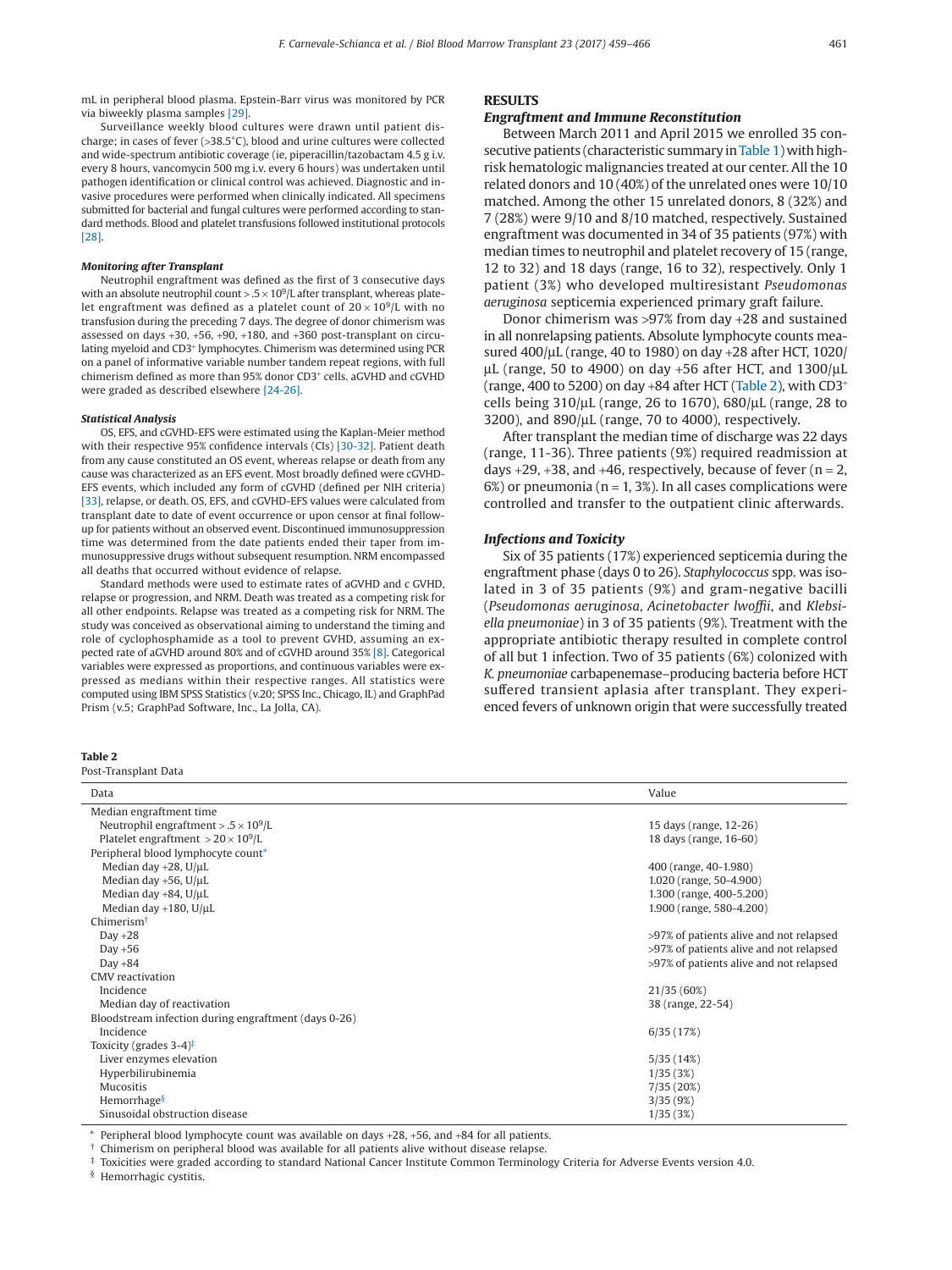mL in peripheral blood plasma. Epstein-Barr virus was monitored by PCR via biweekly plasma samples [29].

Surveillance weekly blood cultures were drawn until patient discharge; in cases of fever (>38.5°C), blood and urine cultures were collected and wide-spectrum antibiotic coverage (ie, piperacillin/tazobactam 4.5 g i.v. every 8 hours, vancomycin 500 mg i.v. every 6 hours) was undertaken until pathogen identification or clinical control was achieved. Diagnostic and invasive procedures were performed when clinically indicated. All specimens submitted for bacterial and fungal cultures were performed according to standard methods. Blood and platelet transfusions followed institutional protocols [28].

#### Monitoring after Transplant

Neutrophil engraftment was defined as the first of 3 consecutive days with an absolute neutrophil count $> .5 \times 10^9$/L after transplant, whereas platelet engraftment was defined as a platelet count of $20 \times 10^9$/L with no transfusion during the preceding 7 days. The degree of donor chimerism was assessed on days +30, +56, +90, +180, and +360 post-transplant on circulating myeloid and CD3+ lymphocytes. Chimerism was determined using PCR on a panel of informative variable number tandem repeat regions, with full chimerism defined as more than 95% donor CD3+ cells. aGVHD and cGVHD were graded as described elsewhere [24-26].

#### Statistical Analysis

OS, EFS, and cGVHD-EFS were estimated using the Kaplan-Meier method with their respective 95% confidence intervals (CIs) [30-32]. Patient death from any cause constituted an OS event, whereas relapse or death from any cause was characterized as an EFS event. Most broadly defined were cGVHD-EFS events, which included any form of cGVHD (defined per NIH criteria) [33], relapse, or death. OS, EFS, and cGVHD-EFS values were calculated from transplant date to date of event occurrence or upon censor at final follow-up for patients without an observed event. Discontinued immunosuppression time was determined from the date patients ended their taper from immunosuppressive drugs without subsequent resumption. NRM encompassed all deaths that occurred without evidence of relapse.

Standard methods were used to estimate rates of aGVHD and c GVHD, relapse or progression, and NRM. Death was treated as a competing risk for relapse or progression, and NRM. Death was treated as a competing risk for all other endpoints. Relapse was treated as a competing risk for NRM. The study was conceived as observational aiming to understand the timing and role of cyclophosphamide as a tool to prevent GVHD, assuming an expected rate of aGVHD around 80% and of cGVHD around 35% [8]. Categorical variables were expressed as proportions, and continuous variables were expressed as medians within their respective ranges. All statistics were computed using IBM SPSS Statistics (v.20; SPSS Inc., Chicago, IL) and GraphPad Prism (v.5; GraphPad Software, Inc., La Jolla, CA).

## RESULTS

### Engraftment and Immune Reconstitution

Between March 2011 and April 2015 we enrolled 35 consecutive patients (characteristic summary in Table 1) with high-risk hematologic malignancies treated at our center. All the 10 related donors and 10 (40%) of the unrelated ones were 10/10 matched. Among the other 15 unrelated donors, 8 (32%) and 7 (28%) were 9/10 and 8/10 matched, respectively. Sustained engraftment was documented in 34 of 35 patients (97%) with median times to neutrophil and platelet recovery of 15 (range, 12 to 32) and 18 days (range, 16 to 32), respectively. Only 1 patient (3%) who developed multiresistant *Pseudomonas aeruginosa* septicemia experienced primary graft failure.

Donor chimerism was >97% from day +28 and sustained in all nonrelapsing patients. Absolute lymphocyte counts measured 400/µL (range, 40 to 1980) on day +28 after HCT, 1020/µL (range, 50 to 4900) on day +56 after HCT, and 1300/µL (range, 400 to 5200) on day +84 after HCT (Table 2), with CD3+ cells being 310/µL (range, 26 to 1670), 680/µL (range, 28 to 3200), and 890/µL (range, 70 to 4000), respectively.

After transplant the median time of discharge was 22 days (range, 11-36). Three patients (9%) required readmission at days +29, +38, and +46, respectively, because of fever (n = 2, 6%) or pneumonia (n = 1, 3%). In all cases complications were controlled and transfer to the outpatient clinic afterwards.

### Infections and Toxicity

Six of 35 patients (17%) experienced septicemia during the engraftment phase (days 0 to 26). *Staphylococcus* spp. was isolated in 3 of 35 patients (9%) and gram-negative bacilli (*Pseudomonas aeruginosa*, *Acinetobacter lwoffii*, and *Klebsiella pneumoniae*) in 3 of 35 patients (9%). Treatment with the appropriate antibiotic therapy resulted in complete control of all but 1 infection. Two of 35 patients (6%) colonized with *K. pneumoniae* carbapenemase–producing bacteria before HCT suffered transient aplasia after transplant. They experienced fevers of unknown origin that were successfully treated

**Table 2**
Post-Transplant Data

| Data | Value |
|---|---|
| Median engraftment time | |
| Neutrophil engraftment $> .5 \times 10^9$/L | 15 days (range, 12-26) |
| Platelet engraftment $> 20 \times 10^9$/L | 18 days (range, 16-60) |
| Peripheral blood lymphocyte count* | |
| Median day +28, U/µL | 400 (range, 40-1.980) |
| Median day +56, U/µL | 1.020 (range, 50-4.900) |
| Median day +84, U/µL | 1.300 (range, 400-5.200) |
| Median day +180, U/µL | 1.900 (range, 580-4.200) |
| Chimerism† | |
| Day +28 | >97% of patients alive and not relapsed |
| Day +56 | >97% of patients alive and not relapsed |
| Day +84 | >97% of patients alive and not relapsed |
| CMV reactivation | |
| Incidence | 21/35 (60%) |
| Median day of reactivation | 38 (range, 22-54) |
| Bloodstream infection during engraftment (days 0-26) | |
| Incidence | 6/35 (17%) |
| Toxicity (grades 3-4)‡ | |
| Liver enzymes elevation | 5/35 (14%) |
| Hyperbilirubinemia | 1/35 (3%) |
| Mucositis | 7/35 (20%) |
| Hemorrhage§ | 3/35 (9%) |
| Sinusoidal obstruction disease | 1/35 (3%) |

\* Peripheral blood lymphocyte count was available on days +28, +56, and +84 for all patients.
† Chimerism on peripheral blood was available for all patients alive without disease relapse.
‡ Toxicities were graded according to standard National Cancer Institute Common Terminology Criteria for Adverse Events version 4.0.
§ Hemorrhagic cystitis.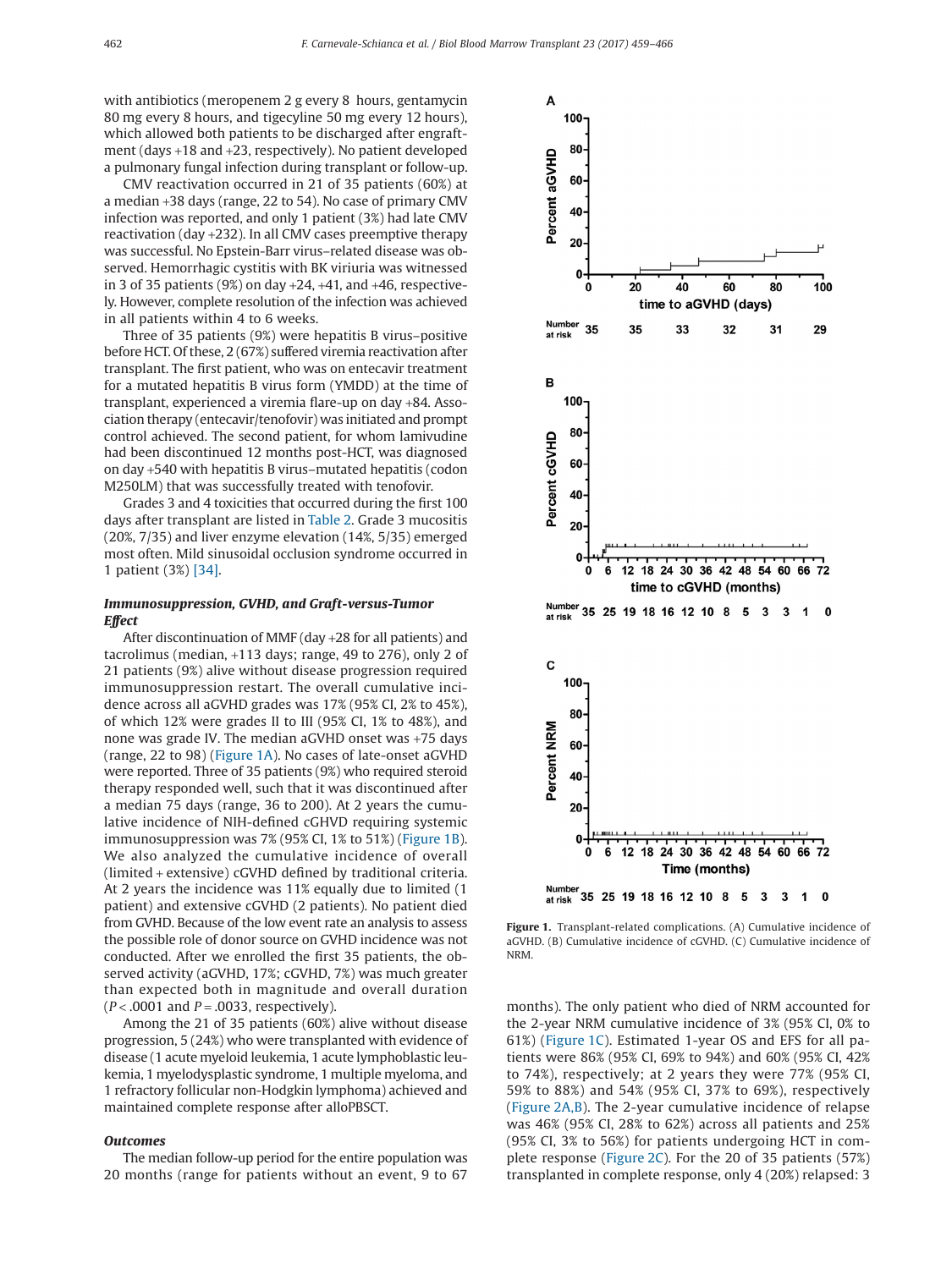with antibiotics (meropenem 2 g every 8 hours, gentamycin 80 mg every 8 hours, and tigecyline 50 mg every 12 hours), which allowed both patients to be discharged after engraftment (days +18 and +23, respectively). No patient developed a pulmonary fungal infection during transplant or follow-up.

CMV reactivation occurred in 21 of 35 patients (60%) at a median +38 days (range, 22 to 54). No case of primary CMV infection was reported, and only 1 patient (3%) had late CMV reactivation (day +232). In all CMV cases preemptive therapy was successful. No Epstein-Barr virus–related disease was observed. Hemorrhagic cystitis with BK viriuria was witnessed in 3 of 35 patients (9%) on day +24, +41, and +46, respectively. However, complete resolution of the infection was achieved in all patients within 4 to 6 weeks.

Three of 35 patients (9%) were hepatitis B virus–positive before HCT. Of these, 2 (67%) suffered viremia reactivation after transplant. The first patient, who was on entecavir treatment for a mutated hepatitis B virus form (YMDD) at the time of transplant, experienced a viremia flare-up on day +84. Association therapy (entecavir/tenofovir) was initiated and prompt control achieved. The second patient, for whom lamivudine had been discontinued 12 months post-HCT, was diagnosed on day +540 with hepatitis B virus–mutated hepatitis (codon M250LM) that was successfully treated with tenofovir.

Grades 3 and 4 toxicities that occurred during the first 100 days after transplant are listed in Table 2. Grade 3 mucositis (20%, 7/35) and liver enzyme elevation (14%, 5/35) emerged most often. Mild sinusoidal occlusion syndrome occurred in 1 patient (3%) [34].

### Immunosuppression, GVHD, and Graft-versus-Tumor Effect

After discontinuation of MMF (day +28 for all patients) and tacrolimus (median, +113 days; range, 49 to 276), only 2 of 21 patients (9%) alive without disease progression required immunosuppression restart. The overall cumulative incidence across all aGVHD grades was 17% (95% CI, 2% to 45%), of which 12% were grades II to III (95% CI, 1% to 48%), and none was grade IV. The median aGVHD onset was +75 days (range, 22 to 98) (Figure 1A). No cases of late-onset aGVHD were reported. Three of 35 patients (9%) who required steroid therapy responded well, such that it was discontinued after a median 75 days (range, 36 to 200). At 2 years the cumulative incidence of NIH-defined cGHVD requiring systemic immunosuppression was 7% (95% CI, 1% to 51%) (Figure 1B). We also analyzed the cumulative incidence of overall (limited + extensive) cGVHD defined by traditional criteria. At 2 years the incidence was 11% equally due to limited (1 patient) and extensive cGVHD (2 patients). No patient died from GVHD. Because of the low event rate an analysis to assess the possible role of donor source on GVHD incidence was not conducted. After we enrolled the first 35 patients, the observed activity (aGVHD, 17%; cGVHD, 7%) was much greater than expected both in magnitude and overall duration ($P < .0001$ and $P = .0033$, respectively).

Among the 21 of 35 patients (60%) alive without disease progression, 5 (24%) who were transplanted with evidence of disease (1 acute myeloid leukemia, 1 acute lymphoblastic leukemia, 1 myelodysplastic syndrome, 1 multiple myeloma, and 1 refractory follicular non-Hodgkin lymphoma) achieved and maintained complete response after alloPBSCT.

### Outcomes

The median follow-up period for the entire population was 20 months (range for patients without an event, 9 to 67 months). The only patient who died of NRM accounted for the 2-year NRM cumulative incidence of 3% (95% CI, 0% to 61%) (Figure 1C). Estimated 1-year OS and EFS for all patients were 86% (95% CI, 69% to 94%) and 60% (95% CI, 42% to 74%), respectively; at 2 years they were 77% (95% CI, 59% to 88%) and 54% (95% CI, 37% to 69%), respectively (Figure 2A,B). The 2-year cumulative incidence of relapse was 46% (95% CI, 28% to 62%) across all patients and 25% (95% CI, 3% to 56%) for patients undergoing HCT in complete response (Figure 2C). For the 20 of 35 patients (57%) transplanted in complete response, only 4 (20%) relapsed: 3

**Figure 1.** Transplant-related complications. (A) Cumulative incidence of aGVHD. (B) Cumulative incidence of cGVHD. (C) Cumulative incidence of NRM.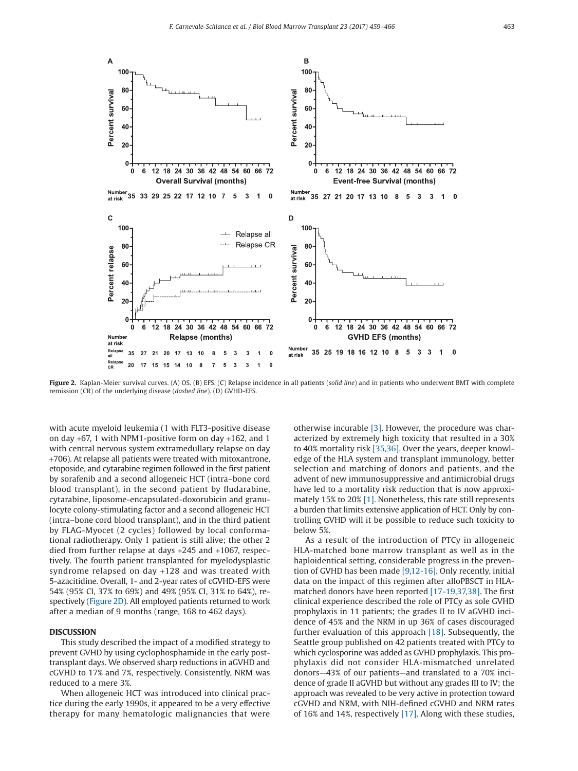Figure 2. Kaplan-Meier survival curves. (A) OS. (B) EFS. (C) Relapse incidence in all patients (*solid line*) and in patients who underwent BMT with complete remission (CR) of the underlying disease (*dashed line*). (D) GVHD-EFS.

with acute myeloid leukemia (1 with FLT3-positive disease on day +67, 1 with NPM1-positive form on day +162, and 1 with central nervous system extramedullary relapse on day +706). At relapse all patients were treated with mitoxantrone, etoposide, and cytarabine regimen followed in the first patient by sorafenib and a second allogeneic HCT (intra–bone cord blood transplant), in the second patient by fludarabine, cytarabine, liposome-encapsulated-doxorubicin and granulocyte colony-stimulating factor and a second allogeneic HCT (intra–bone cord blood transplant), and in the third patient by FLAG-Myocet (2 cycles) followed by local conformational radiotherapy. Only 1 patient is still alive; the other 2 died from further relapse at days +245 and +1067, respectively. The fourth patient transplanted for myelodysplastic syndrome relapsed on day +128 and was treated with 5-azacitidine. Overall, 1- and 2-year rates of cGVHD-EFS were 54% (95% CI, 37% to 69%) and 49% (95% CI, 31% to 64%), respectively (Figure 2D). All employed patients returned to work after a median of 9 months (range, 168 to 462 days).

## DISCUSSION

This study described the impact of a modified strategy to prevent GVHD by using cyclophosphamide in the early post-transplant days. We observed sharp reductions in aGVHD and cGVHD to 17% and 7%, respectively. Consistently, NRM was reduced to a mere 3%.

When allogeneic HCT was introduced into clinical practice during the early 1990s, it appeared to be a very effective therapy for many hematologic malignancies that were otherwise incurable [3]. However, the procedure was characterized by extremely high toxicity that resulted in a 30% to 40% mortality risk [35,36]. Over the years, deeper knowledge of the HLA system and transplant immunology, better selection and matching of donors and patients, and the advent of new immunosuppressive and antimicrobial drugs have led to a mortality risk reduction that is now approximately 15% to 20% [1]. Nonetheless, this rate still represents a burden that limits extensive application of HCT. Only by controlling GVHD will it be possible to reduce such toxicity to below 5%.

As a result of the introduction of PTCy in allogeneic HLA-matched bone marrow transplant as well as in the haploidentical setting, considerable progress in the prevention of GVHD has been made [9,12-16]. Only recently, initial data on the impact of this regimen after alloPBSCT in HLA-matched donors have been reported [17-19,37,38]. The first clinical experience described the role of PTCy as sole GVHD prophylaxis in 11 patients; the grades II to IV aGVHD incidence of 45% and the NRM in up 36% of cases discouraged further evaluation of this approach [18]. Subsequently, the Seattle group published on 42 patients treated with PTCy to which cyclosporine was added as GVHD prophylaxis. This prophylaxis did not consider HLA-mismatched unrelated donors—43% of our patients—and translated to a 70% incidence of grade II aGVHD but without any grades III to IV; the approach was revealed to be very active in protection toward cGVHD and NRM, with NIH-defined cGVHD and NRM rates of 16% and 14%, respectively [17]. Along with these studies,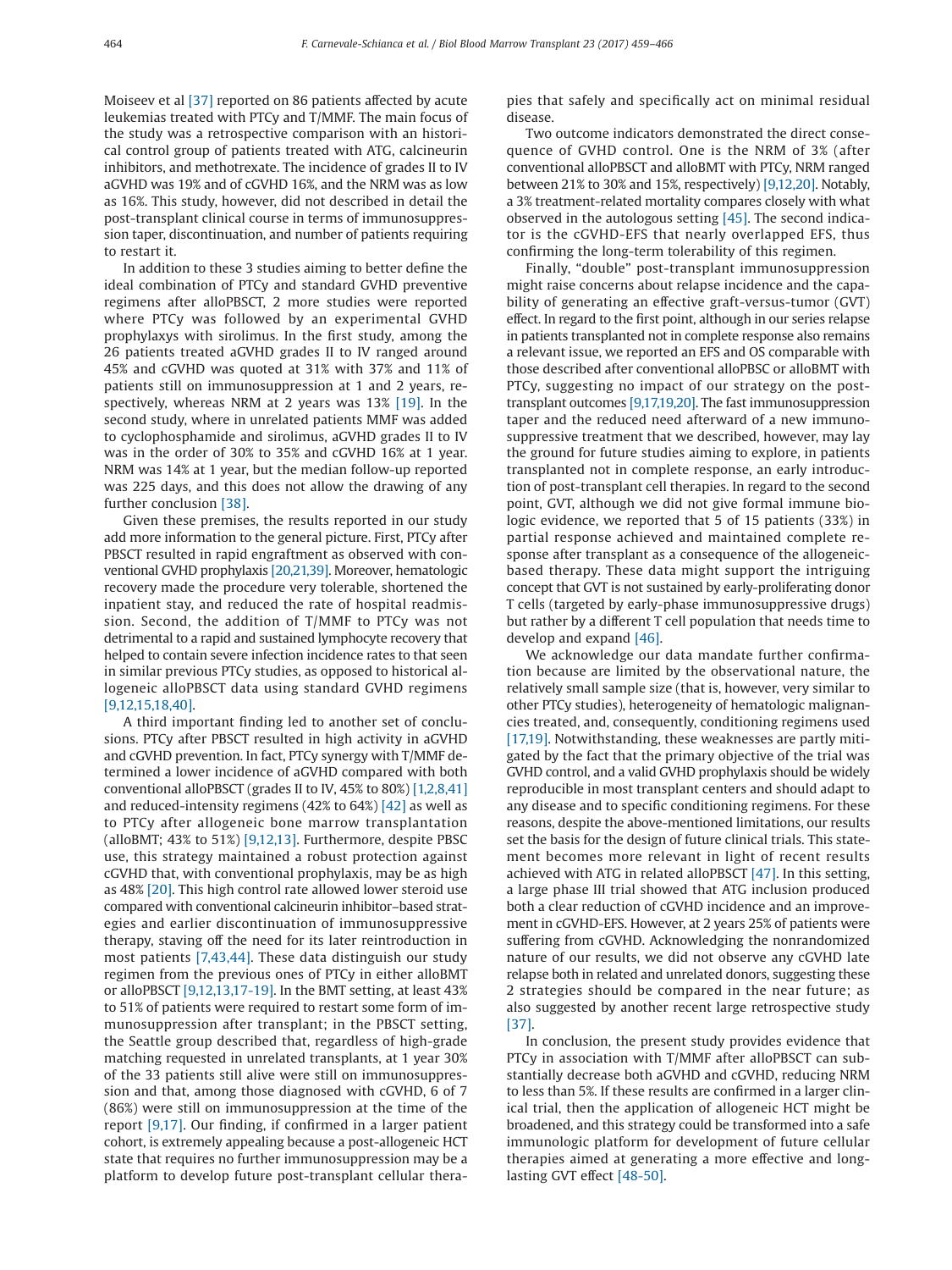Moiseev et al [37] reported on 86 patients affected by acute leukemias treated with PTCy and T/MMF. The main focus of the study was a retrospective comparison with an historical control group of patients treated with ATG, calcineurin inhibitors, and methotrexate. The incidence of grades II to IV aGVHD was 19% and of cGVHD 16%, and the NRM was as low as 16%. This study, however, did not described in detail the post-transplant clinical course in terms of immunosuppression taper, discontinuation, and number of patients requiring to restart it.

In addition to these 3 studies aiming to better define the ideal combination of PTCy and standard GVHD preventive regimens after alloPBSCT, 2 more studies were reported where PTCy was followed by an experimental GVHD prophylaxys with sirolimus. In the first study, among the 26 patients treated aGVHD grades II to IV ranged around 45% and cGVHD was quoted at 31% with 37% and 11% of patients still on immunosuppression at 1 and 2 years, respectively, whereas NRM at 2 years was 13% [19]. In the second study, where in unrelated patients MMF was added to cyclophosphamide and sirolimus, aGVHD grades II to IV was in the order of 30% to 35% and cGVHD 16% at 1 year. NRM was 14% at 1 year, but the median follow-up reported was 225 days, and this does not allow the drawing of any further conclusion [38].

Given these premises, the results reported in our study add more information to the general picture. First, PTCy after PBSCT resulted in rapid engraftment as observed with conventional GVHD prophylaxis [20,21,39]. Moreover, hematologic recovery made the procedure very tolerable, shortened the inpatient stay, and reduced the rate of hospital readmission. Second, the addition of T/MMF to PTCy was not detrimental to a rapid and sustained lymphocyte recovery that helped to contain severe infection incidence rates to that seen in similar previous PTCy studies, as opposed to historical allogeneic alloPBSCT data using standard GVHD regimens [9,12,15,18,40].

A third important finding led to another set of conclusions. PTCy after PBSCT resulted in high activity in aGVHD and cGVHD prevention. In fact, PTCy synergy with T/MMF determined a lower incidence of aGVHD compared with both conventional alloPBSCT (grades II to IV, 45% to 80%) [1,2,8,41] and reduced-intensity regimens (42% to 64%) [42] as well as to PTCy after allogeneic bone marrow transplantation (alloBMT; 43% to 51%) [9,12,13]. Furthermore, despite PBSC use, this strategy maintained a robust protection against cGVHD that, with conventional prophylaxis, may be as high as 48% [20]. This high control rate allowed lower steroid use compared with conventional calcineurin inhibitor–based strategies and earlier discontinuation of immunosuppressive therapy, staving off the need for its later reintroduction in most patients [7,43,44]. These data distinguish our study regimen from the previous ones of PTCy in either alloBMT or alloPBSCT [9,12,13,17-19]. In the BMT setting, at least 43% to 51% of patients were required to restart some form of immunosuppression after transplant; in the PBSCT setting, the Seattle group described that, regardless of high-grade matching requested in unrelated transplants, at 1 year 30% of the 33 patients still alive were still on immunosuppression and that, among those diagnosed with cGVHD, 6 of 7 (86%) were still on immunosuppression at the time of the report [9,17]. Our finding, if confirmed in a larger patient cohort, is extremely appealing because a post-allogeneic HCT state that requires no further immunosuppression may be a platform to develop future post-transplant cellular therapies that safely and specifically act on minimal residual disease.

Two outcome indicators demonstrated the direct consequence of GVHD control. One is the NRM of 3% (after conventional alloPBSCT and alloBMT with PTCy, NRM ranged between 21% to 30% and 15%, respectively) [9,12,20]. Notably, a 3% treatment-related mortality compares closely with what observed in the autologous setting [45]. The second indicator is the cGVHD-EFS that nearly overlapped EFS, thus confirming the long-term tolerability of this regimen.

Finally, "double" post-transplant immunosuppression might raise concerns about relapse incidence and the capability of generating an effective graft-versus-tumor (GVT) effect. In regard to the first point, although in our series relapse in patients transplanted not in complete response also remains a relevant issue, we reported an EFS and OS comparable with those described after conventional alloPBSC or alloBMT with PTCy, suggesting no impact of our strategy on the post-transplant outcomes [9,17,19,20]. The fast immunosuppression taper and the reduced need afterward of a new immunosuppressive treatment that we described, however, may lay the ground for future studies aiming to explore, in patients transplanted not in complete response, an early introduction of post-transplant cell therapies. In regard to the second point, GVT, although we did not give formal immune biologic evidence, we reported that 5 of 15 patients (33%) in partial response achieved and maintained complete response after transplant as a consequence of the allogeneic-based therapy. These data might support the intriguing concept that GVT is not sustained by early-proliferating donor T cells (targeted by early-phase immunosuppressive drugs) but rather by a different T cell population that needs time to develop and expand [46].

We acknowledge our data mandate further confirmation because are limited by the observational nature, the relatively small sample size (that is, however, very similar to other PTCy studies), heterogeneity of hematologic malignancies treated, and, consequently, conditioning regimens used [17,19]. Notwithstanding, these weaknesses are partly mitigated by the fact that the primary objective of the trial was GVHD control, and a valid GVHD prophylaxis should be widely reproducible in most transplant centers and should adapt to any disease and to specific conditioning regimens. For these reasons, despite the above-mentioned limitations, our results set the basis for the design of future clinical trials. This statement becomes more relevant in light of recent results achieved with ATG in related alloPBSCT [47]. In this setting, a large phase III trial showed that ATG inclusion produced both a clear reduction of cGVHD incidence and an improvement in cGVHD-EFS. However, at 2 years 25% of patients were suffering from cGVHD. Acknowledging the nonrandomized nature of our results, we did not observe any cGVHD late relapse both in related and unrelated donors, suggesting these 2 strategies should be compared in the near future; as also suggested by another recent large retrospective study [37].

In conclusion, the present study provides evidence that PTCy in association with T/MMF after alloPBSCT can substantially decrease both aGVHD and cGVHD, reducing NRM to less than 5%. If these results are confirmed in a larger clinical trial, then the application of allogeneic HCT might be broadened, and this strategy could be transformed into a safe immunologic platform for development of future cellular therapies aimed at generating a more effective and long-lasting GVT effect [48-50].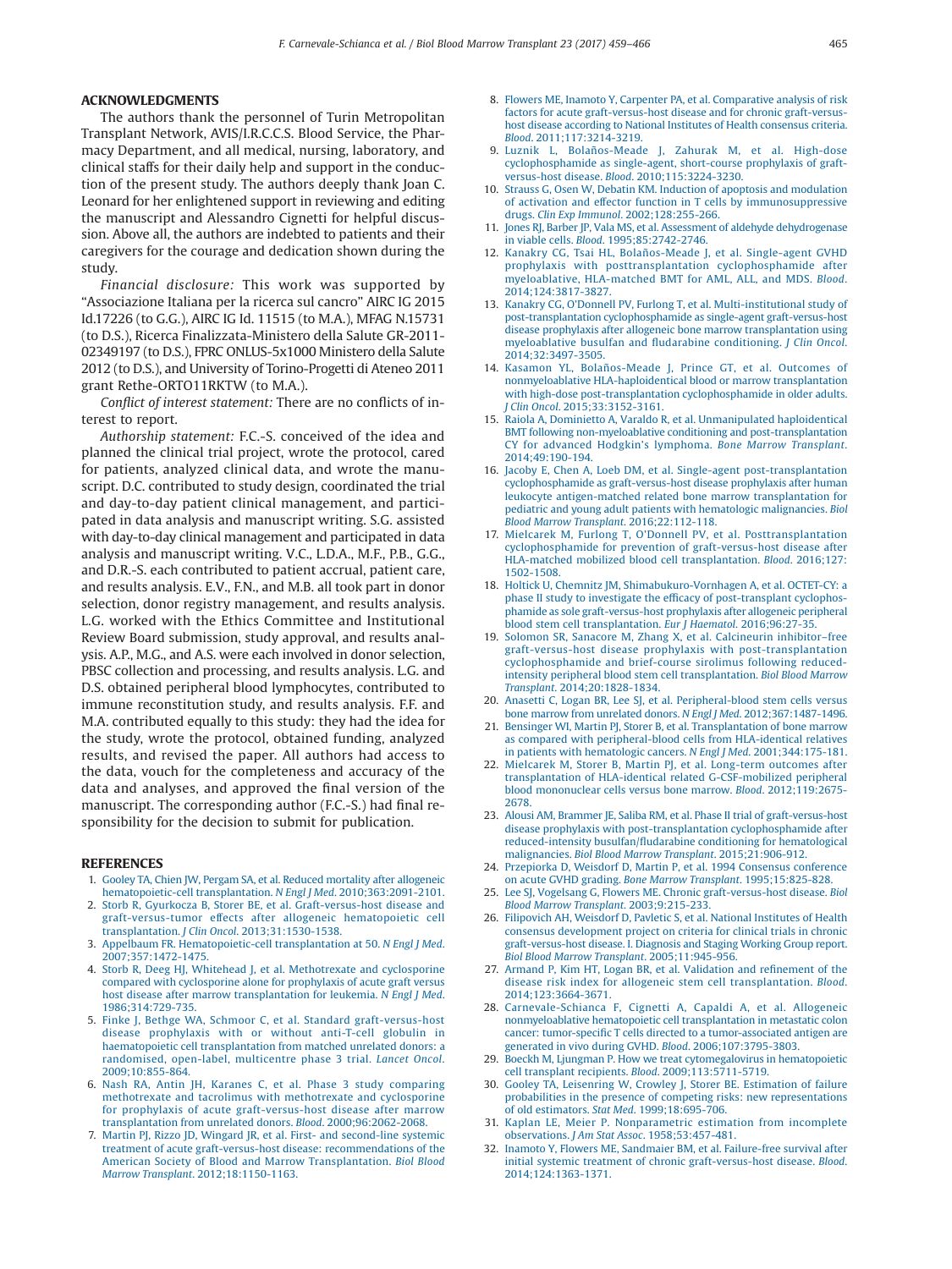## ACKNOWLEDGMENTS

The authors thank the personnel of Turin Metropolitan Transplant Network, AVIS/I.R.C.C.S. Blood Service, the Pharmacy Department, and all medical, nursing, laboratory, and clinical staffs for their daily help and support in the conduction of the present study. The authors deeply thank Joan C. Leonard for her enlightened support in reviewing and editing the manuscript and Alessandro Cignetti for helpful discussion. Above all, the authors are indebted to patients and their caregivers for the courage and dedication shown during the study.

*Financial disclosure:* This work was supported by "Associazione Italiana per la ricerca sul cancro" AIRC IG 2015 Id.17226 (to G.G.), AIRC IG Id. 11515 (to M.A.), MFAG N.15731 (to D.S.), Ricerca Finalizzata-Ministero della Salute GR-2011-02349197 (to D.S.), FPRC ONLUS-5x1000 Ministero della Salute 2012 (to D.S.), and University of Torino-Progetti di Ateneo 2011 grant Rethe-ORTO11RKTW (to M.A.).

*Conflict of interest statement:* There are no conflicts of interest to report.

*Authorship statement:* F.C.-S. conceived of the idea and planned the clinical trial project, wrote the protocol, cared for patients, analyzed clinical data, and wrote the manuscript. D.C. contributed to study design, coordinated the trial and day-to-day patient clinical management, and participated in data analysis and manuscript writing. S.G. assisted with day-to-day clinical management and participated in data analysis and manuscript writing. V.C., L.D.A., M.F., P.B., G.G., and D.R.-S. each contributed to patient accrual, patient care, and results analysis. E.V., F.N., and M.B. all took part in donor selection, donor registry management, and results analysis. L.G. worked with the Ethics Committee and Institutional Review Board submission, study approval, and results analysis. A.P., M.G., and A.S. were each involved in donor selection, PBSC collection and processing, and results analysis. L.G. and D.S. obtained peripheral blood lymphocytes, contributed to immune reconstitution study, and results analysis. F.F. and M.A. contributed equally to this study: they had the idea for the study, wrote the protocol, obtained funding, analyzed results, and revised the paper. All authors had access to the data, vouch for the completeness and accuracy of the data and analyses, and approved the final version of the manuscript. The corresponding author (F.C.-S.) had final responsibility for the decision to submit for publication.

## REFERENCES

1. Gooley TA, Chien JW, Pergam SA, et al. Reduced mortality after allogeneic hematopoietic-cell transplantation. *N Engl J Med*. 2010;363:2091-2101.
2. Storb R, Gyurkocza B, Storer BE, et al. Graft-versus-host disease and graft-versus-tumor effects after allogeneic hematopoietic cell transplantation. *J Clin Oncol*. 2013;31:1530-1538.
3. Appelbaum FR. Hematopoietic-cell transplantation at 50. *N Engl J Med*. 2007;357:1472-1475.
4. Storb R, Deeg HJ, Whitehead J, et al. Methotrexate and cyclosporine compared with cyclosporine alone for prophylaxis of acute graft versus host disease after marrow transplantation for leukemia. *N Engl J Med*. 1986;314:729-735.
5. Finke J, Bethge WA, Schmoor C, et al. Standard graft-versus-host disease prophylaxis with or without anti-T-cell globulin in haematopoietic cell transplantation from matched unrelated donors: a randomised, open-label, multicentre phase 3 trial. *Lancet Oncol*. 2009;10:855-864.
6. Nash RA, Antin JH, Karanes C, et al. Phase 3 study comparing methotrexate and tacrolimus with methotrexate and cyclosporine for prophylaxis of acute graft-versus-host disease after marrow transplantation from unrelated donors. *Blood*. 2000;96:2062-2068.
7. Martin PJ, Rizzo JD, Wingard JR, et al. First- and second-line systemic treatment of acute graft-versus-host disease: recommendations of the American Society of Blood and Marrow Transplantation. *Biol Blood Marrow Transplant*. 2012;18:1150-1163.
8. Flowers ME, Inamoto Y, Carpenter PA, et al. Comparative analysis of risk factors for acute graft-versus-host disease and for chronic graft-versus-host disease according to National Institutes of Health consensus criteria. *Blood*. 2011;117:3214-3219.
9. Luznik L, Bolaños-Meade J, Zahurak M, et al. High-dose cyclophosphamide as single-agent, short-course prophylaxis of graft-versus-host disease. *Blood*. 2010;115:3224-3230.
10. Strauss G, Osen W, Debatin KM. Induction of apoptosis and modulation of activation and effector function in T cells by immunosuppressive drugs. *Clin Exp Immunol*. 2002;128:255-266.
11. Jones RJ, Barber JP, Vala MS, et al. Assessment of aldehyde dehydrogenase in viable cells. *Blood*. 1995;85:2742-2746.
12. Kanakry CG, Tsai HL, Bolaños-Meade J, et al. Single-agent GVHD prophylaxis with posttransplantation cyclophosphamide after myeloablative, HLA-matched BMT for AML, ALL, and MDS. *Blood*. 2014;124:3817-3827.
13. Kanakry CG, O'Donnell PV, Furlong T, et al. Multi-institutional study of post-transplantation cyclophosphamide as single-agent graft-versus-host disease prophylaxis after allogeneic bone marrow transplantation using myeloablative busulfan and fludarabine conditioning. *J Clin Oncol*. 2014;32:3497-3505.
14. Kasamon YL, Bolaños-Meade J, Prince GT, et al. Outcomes of nonmyeloablative HLA-haploidentical blood or marrow transplantation with high-dose post-transplantation cyclophosphamide in older adults. *J Clin Oncol*. 2015;33:3152-3161.
15. Raiola A, Dominietto A, Varaldo R, et al. Unmanipulated haploidentical BMT following non-myeloablative conditioning and post-transplantation CY for advanced Hodgkin's lymphoma. *Bone Marrow Transplant*. 2014;49:190-194.
16. Jacoby E, Chen A, Loeb DM, et al. Single-agent post-transplantation cyclophosphamide as graft-versus-host disease prophylaxis after human leukocyte antigen-matched related bone marrow transplantation for pediatric and young adult patients with hematologic malignancies. *Biol Blood Marrow Transplant*. 2016;22:112-118.
17. Mielcarek M, Furlong T, O'Donnell PV, et al. Posttransplantation cyclophosphamide for prevention of graft-versus-host disease after HLA-matched mobilized blood cell transplantation. *Blood*. 2016;127:1502-1508.
18. Holtick U, Chemnitz JM, Shimabukuro-Vornhagen A, et al. OCTET-CY: a phase II study to investigate the efficacy of post-transplant cyclophosphamide as sole graft-versus-host prophylaxis after allogeneic peripheral blood stem cell transplantation. *Eur J Haematol*. 2016;96:27-35.
19. Solomon SR, Sanacore M, Zhang X, et al. Calcineurin inhibitor–free graft-versus-host disease prophylaxis with post-transplantation cyclophosphamide and brief-course sirolimus following reduced-intensity peripheral blood stem cell transplantation. *Biol Blood Marrow Transplant*. 2014;20:1828-1834.
20. Anasetti C, Logan BR, Lee SJ, et al. Peripheral-blood stem cells versus bone marrow from unrelated donors. *N Engl J Med*. 2012;367:1487-1496.
21. Bensinger WI, Martin PJ, Storer B, et al. Transplantation of bone marrow as compared with peripheral-blood cells from HLA-identical relatives in patients with hematologic cancers. *N Engl J Med*. 2001;344:175-181.
22. Mielcarek M, Storer B, Martin PJ, et al. Long-term outcomes after transplantation of HLA-identical related G-CSF-mobilized peripheral blood mononuclear cells versus bone marrow. *Blood*. 2012;119:2675-2678.
23. Alousi AM, Brammer JE, Saliba RM, et al. Phase II trial of graft-versus-host disease prophylaxis with post-transplantation cyclophosphamide after reduced-intensity busulfan/fludarabine conditioning for hematological malignancies. *Biol Blood Marrow Transplant*. 2015;21:906-912.
24. Przepiorka D, Weisdorf D, Martin P, et al. 1994 Consensus conference on acute GVHD grading. *Bone Marrow Transplant*. 1995;15:825-828.
25. Lee SJ, Vogelsang G, Flowers ME. Chronic graft-versus-host disease. *Biol Blood Marrow Transplant*. 2003;9:215-233.
26. Filipovich AH, Weisdorf D, Pavletic S, et al. National Institutes of Health consensus development project on criteria for clinical trials in chronic graft-versus-host disease. I. Diagnosis and Staging Working Group report. *Biol Blood Marrow Transplant*. 2005;11:945-956.
27. Armand P, Kim HT, Logan BR, et al. Validation and refinement of the disease risk index for allogeneic stem cell transplantation. *Blood*. 2014;123:3664-3671.
28. Carnevale-Schianca F, Cignetti A, Capaldi A, et al. Allogeneic nonmyeloablative hematopoietic cell transplantation in metastatic colon cancer: tumor-specific T cells directed to a tumor-associated antigen are generated in vivo during GVHD. *Blood*. 2006;107:3795-3803.
29. Boeckh M, Ljungman P. How we treat cytomegalovirus in hematopoietic cell transplant recipients. *Blood*. 2009;113:5711-5719.
30. Gooley TA, Leisenring W, Crowley J, Storer BE. Estimation of failure probabilities in the presence of competing risks: new representations of old estimators. *Stat Med*. 1999;18:695-706.
31. Kaplan LE, Meier P. Nonparametric estimation from incomplete observations. *J Am Stat Assoc*. 1958;53:457-481.
32. Inamoto Y, Flowers ME, Sandmaier BM, et al. Failure-free survival after initial systemic treatment of chronic graft-versus-host disease. *Blood*. 2014;124:1363-1371.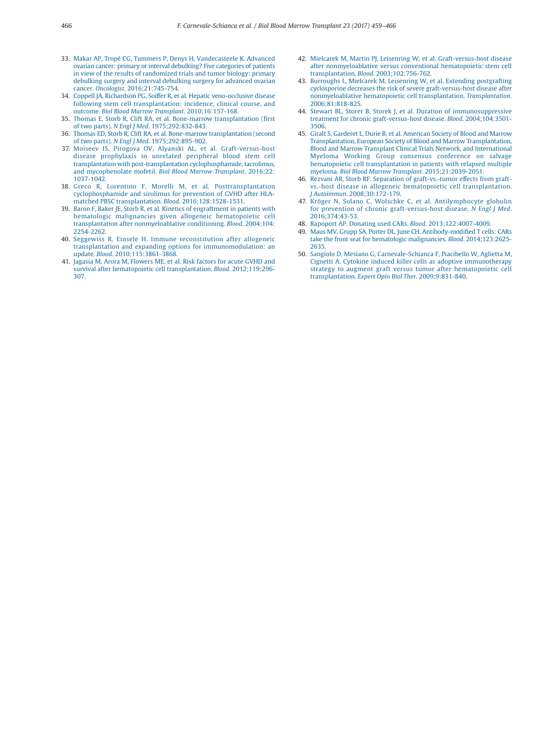33. Makar AP, Tropé CG, Tummers P, Denys H, Vandecasteele K. Advanced ovarian cancer: primary or interval debulking? Five categories of patients in view of the results of randomized trials and tumor biology: primary debulking surgery and interval debulking surgery for advanced ovarian cancer. *Oncologist*. 2016;21:745-754.
34. Coppell JA, Richardson PG, Soiffer R, et al. Hepatic veno-occlusive disease following stem cell transplantation: incidence, clinical course, and outcome. *Biol Blood Marrow Transplant*. 2010;16:157-168.
35. Thomas E, Storb R, Clift RA, et al. Bone-marrow transplantation (first of two parts). *N Engl J Med*. 1975;292:832-843.
36. Thomas ED, Storb R, Clift RA, et al. Bone-marrow transplantation (second of two parts). *N Engl J Med*. 1975;292:895-902.
37. Moiseev IS, Pirogova OV, Alyanski AL, et al. Graft-versus-host disease prophylaxis in unrelated peripheral blood stem cell transplantation with post-transplantation cyclophosphamide, tacrolimus, and mycophenolate mofetil. *Biol Blood Marrow Transplant*. 2016;22:1037-1042.
38. Greco R, Lorentino F, Morelli M, et al. Posttransplantation cyclophosphamide and sirolimus for prevention of GVHD after HLA-matched PBSC transplantation. *Blood*. 2016;128:1528-1531.
39. Baron F, Baker JE, Storb R, et al. Kinetics of engraftment in patients with hematologic malignancies given allogeneic hematopoietic cell transplantation after nonmyeloablative conditioning. *Blood*. 2004;104:2254-2262.
40. Seggewiss R, Einsele H. Immune reconstitution after allogeneic transplantation and expanding options for immunomodulation: an update. *Blood*. 2010;115:3861-3868.
41. Jagasia M, Arora M, Flowers ME, et al. Risk factors for acute GVHD and survival after hematopoietic cell transplantation. *Blood*. 2012;119:296-307.
42. Mielcarek M, Martin PJ, Leisenring W, et al. Graft-versus-host disease after nonmyeloablative versus conventional hematopoietic stem cell transplantation. *Blood*. 2003;102:756-762.
43. Burroughs L, Mielcarek M, Leisenring W, et al. Extending postgrafting cyclosporine decreases the risk of severe graft-versus-host disease after nonmyeloablative hematopoietic cell transplantation. *Transplantation*. 2006;81:818-825.
44. Stewart BL, Storer B, Storek J, et al. Duration of immunosuppressive treatment for chronic graft-versus-host disease. *Blood*. 2004;104:3501-3506.
45. Giralt S, Garderet L, Durie B, et al. American Society of Blood and Marrow Transplantation, European Society of Blood and Marrow Transplantation, Blood and Marrow Transplant Clinical Trials Network, and International Myeloma Working Group consensus conference on salvage hematopoietic cell transplantation in patients with relapsed multiple myeloma. *Biol Blood Marrow Transplant*. 2015;21:2039-2051.
46. Rezvani AR, Storb RF. Separation of graft-vs.-tumor effects from graft-vs.-host disease in allogeneic hematopoietic cell transplantation. *J Autoimmun*. 2008;30:172-179.
47. Kröger N, Solano C, Wolschke C, et al. Antilymphocyte globulin for prevention of chronic graft-versus-host disease. *N Engl J Med*. 2016;374:43-53.
48. Rapoport AP. Donating used CARs. *Blood*. 2013;122:4007-4009.
49. Maus MV, Grupp SA, Porter DL, June CH. Antibody-modified T cells: CARs take the front seat for hematologic malignancies. *Blood*. 2014;123:2625-2635.
50. Sangiolo D, Mesiano G, Carnevale-Schianca F, Piacibello W, Aglietta M, Cignetti A. Cytokine induced killer cells as adoptive immunotherapy strategy to augment graft versus tumor after hematopoietic cell transplantation. *Expert Opin Biol Ther*. 2009;9:831-840.